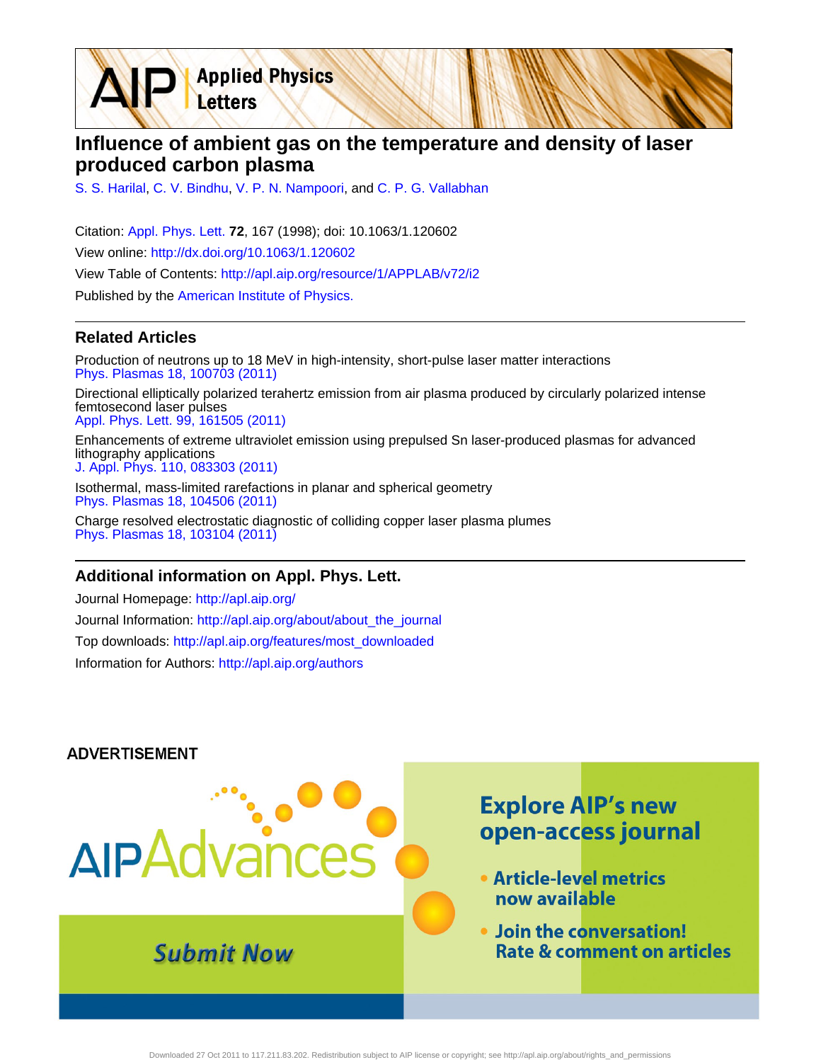AIP Applied Physics Letters

# Influence of ambient gas on the temperature and density of laser produced carbon plasma

S. S. Harilal, C. V. Bindhu, V. P. N. Nampoori, and C. P. G. Vallabhan

Citation: Appl. Phys. Lett. **72**, 167 (1998); doi: 10.1063/1.120602

View online: http://dx.doi.org/10.1063/1.120602

View Table of Contents: http://apl.aip.org/resource/1/APPLAB/v72/i2

Published by the American Institute of Physics.

## Related Articles

Production of neutrons up to 18 MeV in high-intensity, short-pulse laser matter interactions
Phys. Plasmas 18, 100703 (2011)

Directional elliptically polarized terahertz emission from air plasma produced by circularly polarized intense femtosecond laser pulses
Appl. Phys. Lett. 99, 161505 (2011)

Enhancements of extreme ultraviolet emission using prepulsed Sn laser-produced plasmas for advanced lithography applications
J. Appl. Phys. 110, 083303 (2011)

Isothermal, mass-limited rarefactions in planar and spherical geometry
Phys. Plasmas 18, 104506 (2011)

Charge resolved electrostatic diagnostic of colliding copper laser plasma plumes
Phys. Plasmas 18, 103104 (2011)

## Additional information on Appl. Phys. Lett.

Journal Homepage: http://apl.aip.org/

Journal Information: http://apl.aip.org/about/about_the_journal

Top downloads: http://apl.aip.org/features/most_downloaded

Information for Authors: http://apl.aip.org/authors

ADVERTISEMENT

AIP Advances

Explore AIP's new open-access journal

- Article-level metrics now available
- Join the conversation! Rate & comment on articles

Submit Now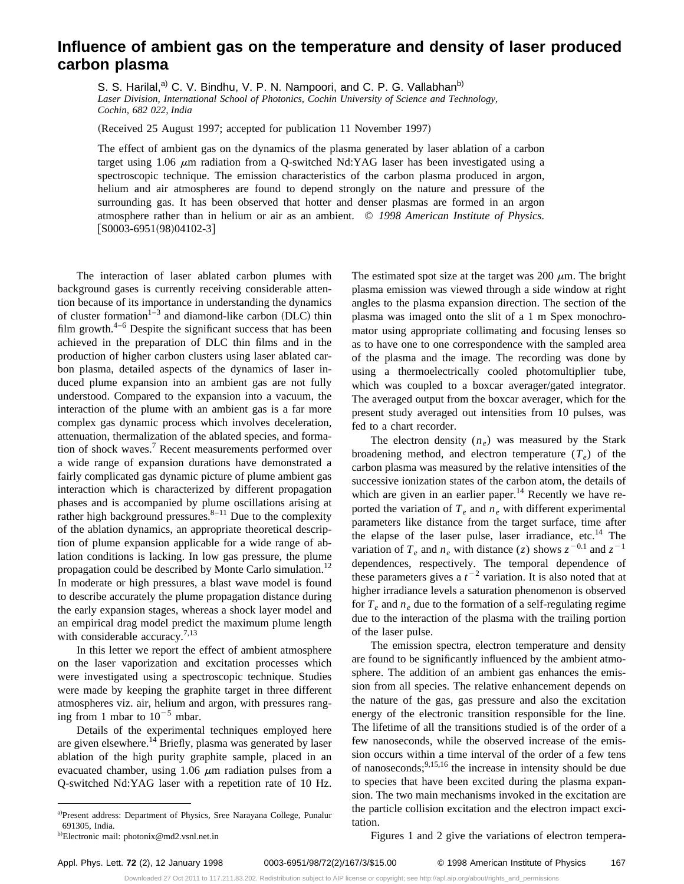# Influence of ambient gas on the temperature and density of laser produced carbon plasma

S. S. Harilal,[a] C. V. Bindhu, V. P. N. Nampoori, and C. P. G. Vallabhan[b]

*Laser Division, International School of Photonics, Cochin University of Science and Technology, Cochin, 682 022, India*

(Received 25 August 1997; accepted for publication 11 November 1997)

The effect of ambient gas on the dynamics of the plasma generated by laser ablation of a carbon target using 1.06 $\mu$m radiation from a Q-switched Nd:YAG laser has been investigated using a spectroscopic technique. The emission characteristics of the carbon plasma produced in argon, helium and air atmospheres are found to depend strongly on the nature and pressure of the surrounding gas. It has been observed that hotter and denser plasmas are formed in an argon atmosphere rather than in helium or air as an ambient. © *1998 American Institute of Physics.* [S0003-6951(98)04102-3]

The interaction of laser ablated carbon plumes with background gases is currently receiving considerable attention because of its importance in understanding the dynamics of cluster formation[1–3] and diamond-like carbon (DLC) thin film growth.[4–6] Despite the significant success that has been achieved in the preparation of DLC thin films and in the production of higher carbon clusters using laser ablated carbon plasma, detailed aspects of the dynamics of laser induced plume expansion into an ambient gas are not fully understood. Compared to the expansion into a vacuum, the interaction of the plume with an ambient gas is a far more complex gas dynamic process which involves deceleration, attenuation, thermalization of the ablated species, and formation of shock waves.[7] Recent measurements performed over a wide range of expansion durations have demonstrated a fairly complicated gas dynamic picture of plume ambient gas interaction which is characterized by different propagation phases and is accompanied by plume oscillations arising at rather high background pressures.[8–11] Due to the complexity of the ablation dynamics, an appropriate theoretical description of plume expansion applicable for a wide range of ablation conditions is lacking. In low gas pressure, the plume propagation could be described by Monte Carlo simulation.[12] In moderate or high pressures, a blast wave model is found to describe accurately the plume propagation distance during the early expansion stages, whereas a shock layer model and an empirical drag model predict the maximum plume length with considerable accuracy.[7,13]

In this letter we report the effect of ambient atmosphere on the laser vaporization and excitation processes which were investigated using a spectroscopic technique. Studies were made by keeping the graphite target in three different atmospheres viz. air, helium and argon, with pressures ranging from 1 mbar to $10^{-5}$ mbar.

Details of the experimental techniques employed here are given elsewhere.[14] Briefly, plasma was generated by laser ablation of the high purity graphite sample, placed in an evacuated chamber, using 1.06 $\mu$m radiation pulses from a Q-switched Nd:YAG laser with a repetition rate of 10 Hz. The estimated spot size at the target was 200 $\mu$m. The bright plasma emission was viewed through a side window at right angles to the plasma expansion direction. The section of the plasma was imaged onto the slit of a 1 m Spex monochromator using appropriate collimating and focusing lenses so as to have one to one correspondence with the sampled area of the plasma and the image. The recording was done by using a thermoelectrically cooled photomultiplier tube, which was coupled to a boxcar averager/gated integrator. The averaged output from the boxcar averager, which for the present study averaged out intensities from 10 pulses, was fed to a chart recorder.

The electron density ($n_e$) was measured by the Stark broadening method, and electron temperature ($T_e$) of the carbon plasma was measured by the relative intensities of the successive ionization states of the carbon atom, the details of which are given in an earlier paper.[14] Recently we have reported the variation of $T_e$ and $n_e$ with different experimental parameters like distance from the target surface, time after the elapse of the laser pulse, laser irradiance, etc.[14] The variation of $T_e$ and $n_e$ with distance ($z$) shows $z^{-0.1}$ and $z^{-1}$ dependences, respectively. The temporal dependence of these parameters gives a $t^{-2}$ variation. It is also noted that at higher irradiance levels a saturation phenomenon is observed for $T_e$ and $n_e$ due to the formation of a self-regulating regime due to the interaction of the plasma with the trailing portion of the laser pulse.

The emission spectra, electron temperature and density are found to be significantly influenced by the ambient atmosphere. The addition of an ambient gas enhances the emission from all species. The relative enhancement depends on the nature of the gas, gas pressure and also the excitation energy of the electronic transition responsible for the line. The lifetime of all the transitions studied is of the order of a few nanoseconds, while the observed increase of the emission occurs within a time interval of the order of a few tens of nanoseconds;[9,15,16] the increase in intensity should be due to species that have been excited during the plasma expansion. The two main mechanisms invoked in the excitation are the particle collision excitation and the electron impact excitation.

Figures 1 and 2 give the variations of electron tempera-

[a]Present address: Department of Physics, Sree Narayana College, Punalur 691305, India.

[b]Electronic mail: photonix@md2.vsnl.net.in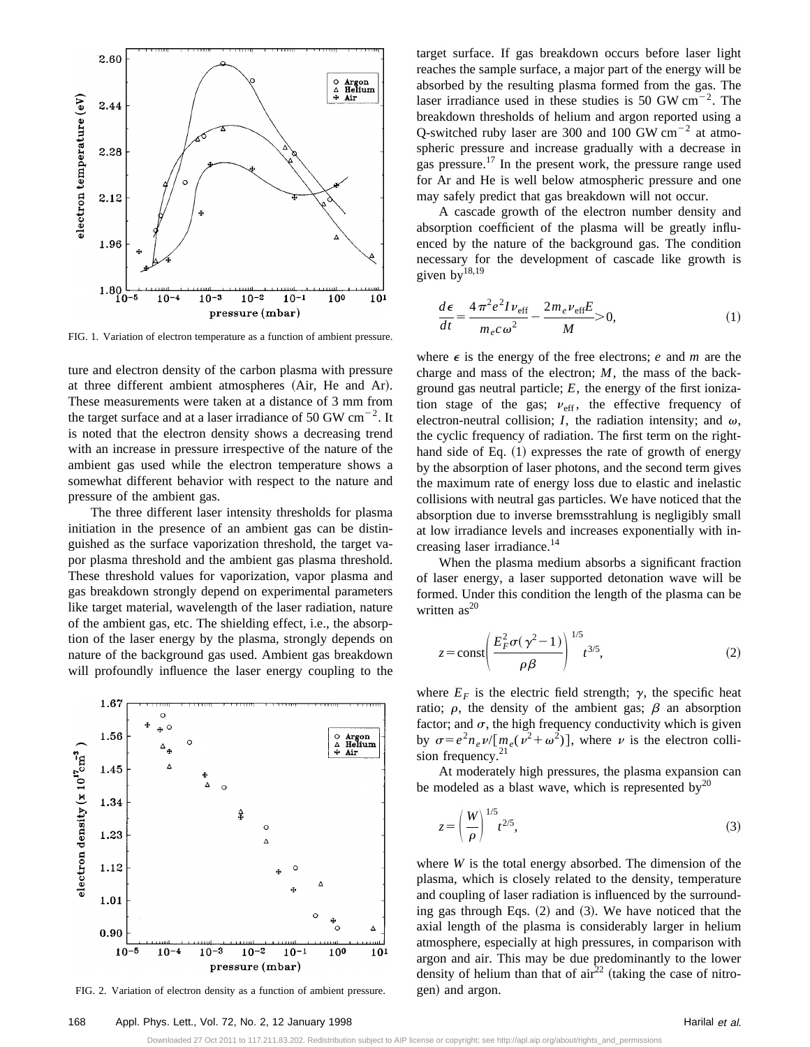FIG. 1. Variation of electron temperature as a function of ambient pressure.

ture and electron density of the carbon plasma with pressure at three different ambient atmospheres (Air, He and Ar). These measurements were taken at a distance of 3 mm from the target surface and at a laser irradiance of 50 GW $cm^{-2}$. It is noted that the electron density shows a decreasing trend with an increase in pressure irrespective of the nature of the ambient gas used while the electron temperature shows a somewhat different behavior with respect to the nature and pressure of the ambient gas.

The three different laser intensity thresholds for plasma initiation in the presence of an ambient gas can be distinguished as the surface vaporization threshold, the target vapor plasma threshold and the ambient gas plasma threshold. These threshold values for vaporization, vapor plasma and gas breakdown strongly depend on experimental parameters like target material, wavelength of the laser radiation, nature of the ambient gas, etc. The shielding effect, i.e., the absorption of the laser energy by the plasma, strongly depends on nature of the background gas used. Ambient gas breakdown will profoundly influence the laser energy coupling to the target surface. If gas breakdown occurs before laser light reaches the sample surface, a major part of the energy will be absorbed by the resulting plasma formed from the gas. The laser irradiance used in these studies is 50 GW $cm^{-2}$. The breakdown thresholds of helium and argon reported using a Q-switched ruby laser are 300 and 100 GW $cm^{-2}$ at atmospheric pressure and increase gradually with a decrease in gas pressure.[17] In the present work, the pressure range used for Ar and He is well below atmospheric pressure and one may safely predict that gas breakdown will not occur.

FIG. 2. Variation of electron density as a function of ambient pressure.

A cascade growth of the electron number density and absorption coefficient of the plasma will be greatly influenced by the nature of the background gas. The condition necessary for the development of cascade like growth is given by[18,19]

$$\frac{d\epsilon}{dt} = \frac{4\pi^2 e^2 I \nu_{\text{eff}}}{m_e c \omega^2} - \frac{2 m_e \nu_{\text{eff}} E}{M} > 0, \tag{1}$$

where $\epsilon$ is the energy of the free electrons; $e$ and $m$ are the charge and mass of the electron; $M$, the mass of the background gas neutral particle; $E$, the energy of the first ionization stage of the gas; $\nu_{\text{eff}}$, the effective frequency of electron-neutral collision; $I$, the radiation intensity; and $\omega$, the cyclic frequency of radiation. The first term on the right-hand side of Eq. (1) expresses the rate of growth of energy by the absorption of laser photons, and the second term gives the maximum rate of energy loss due to elastic and inelastic collisions with neutral gas particles. We have noticed that the absorption due to inverse bremsstrahlung is negligibly small at low irradiance levels and increases exponentially with increasing laser irradiance.[14]

When the plasma medium absorbs a significant fraction of laser energy, a laser supported detonation wave will be formed. Under this condition the length of the plasma can be written as[20]

$$z = \text{const}\left(\frac{E_F^2 \sigma(\gamma^2 - 1)}{\rho\beta}\right)^{1/5} t^{3/5}, \tag{2}$$

where $E_F$ is the electric field strength; $\gamma$, the specific heat ratio; $\rho$, the density of the ambient gas; $\beta$ an absorption factor; and $\sigma$, the high frequency conductivity which is given by $\sigma = e^2 n_e \nu / [m_e(\nu^2 + \omega^2)]$, where $\nu$ is the electron collision frequency.[21]

At moderately high pressures, the plasma expansion can be modeled as a blast wave, which is represented by[20]

$$z = \left(\frac{W}{\rho}\right)^{1/5} t^{2/5}, \tag{3}$$

where $W$ is the total energy absorbed. The dimension of the plasma, which is closely related to the density, temperature and coupling of laser radiation is influenced by the surrounding gas through Eqs. (2) and (3). We have noticed that the axial length of the plasma is considerably larger in helium atmosphere, especially at high pressures, in comparison with argon and air. This may be due predominantly to the lower density of helium than that of air[22] (taking the case of nitrogen) and argon.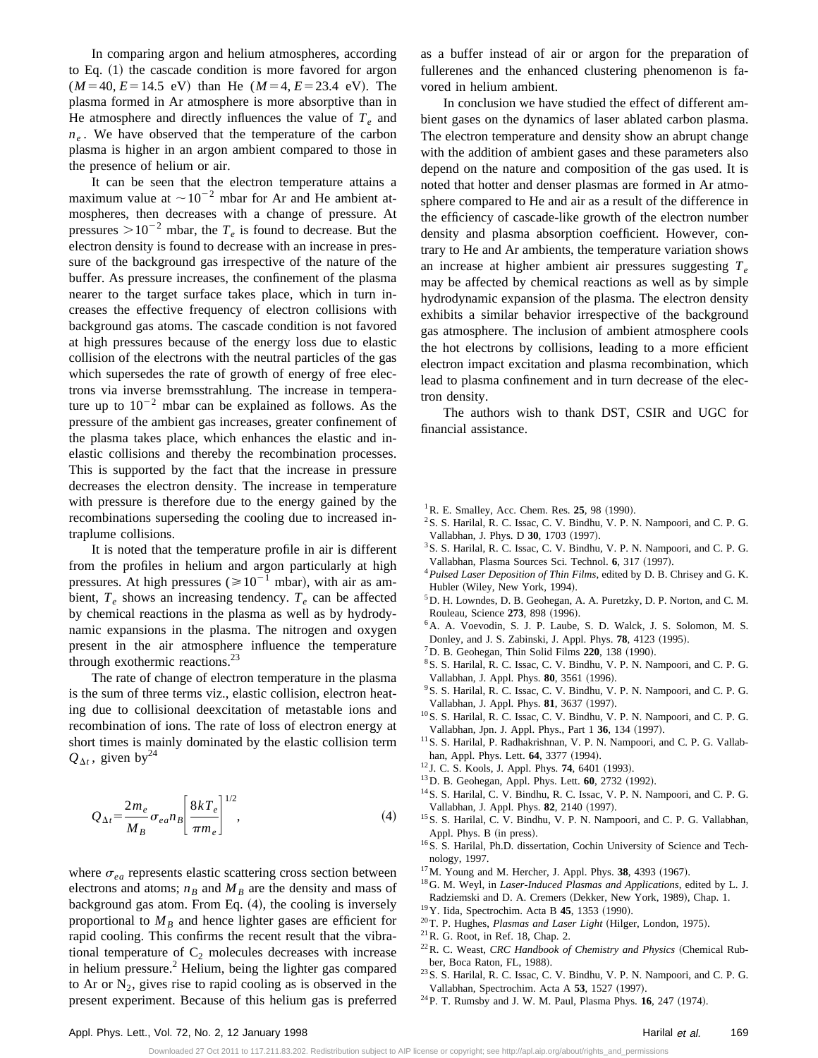In comparing argon and helium atmospheres, according to Eq. (1) the cascade condition is more favored for argon ($M = 40$, $E = 14.5$ eV) than He ($M = 4$, $E = 23.4$ eV). The plasma formed in Ar atmosphere is more absorptive than in He atmosphere and directly influences the value of $T_e$ and $n_e$. We have observed that the temperature of the carbon plasma is higher in an argon ambient compared to those in the presence of helium or air.

It can be seen that the electron temperature attains a maximum value at $\sim 10^{-2}$ mbar for Ar and He ambient atmospheres, then decreases with a change of pressure. At pressures $> 10^{-2}$ mbar, the $T_e$ is found to decrease. But the electron density is found to decrease with an increase in pressure of the background gas irrespective of the nature of the buffer. As pressure increases, the confinement of the plasma nearer to the target surface takes place, which in turn increases the effective frequency of electron collisions with background gas atoms. The cascade condition is not favored at high pressures because of the energy loss due to elastic collision of the electrons with the neutral particles of the gas which supersedes the rate of growth of energy of free electrons via inverse bremsstrahlung. The increase in temperature up to $10^{-2}$ mbar can be explained as follows. As the pressure of the ambient gas increases, greater confinement of the plasma takes place, which enhances the elastic and inelastic collisions and thereby the recombination processes. This is supported by the fact that the increase in pressure decreases the electron density. The increase in temperature with pressure is therefore due to the energy gained by the recombinations superseding the cooling due to increased intraplume collisions.

It is noted that the temperature profile in air is different from the profiles in helium and argon particularly at high pressures. At high pressures ($\geq 10^{-1}$ mbar), with air as ambient, $T_e$ shows an increasing tendency. $T_e$ can be affected by chemical reactions in the plasma as well as by hydrodynamic expansions in the plasma. The nitrogen and oxygen present in the air atmosphere influence the temperature through exothermic reactions.[23]

The rate of change of electron temperature in the plasma is the sum of three terms viz., elastic collision, electron heating due to collisional deexcitation of metastable ions and recombination of ions. The rate of loss of electron energy at short times is mainly dominated by the elastic collision term $Q_{\Delta t}$, given by[24]

$$Q_{\Delta t} = \frac{2m_e}{M_B} \sigma_{ea} n_B \left[ \frac{8kT_e}{\pi m_e} \right]^{1/2}, \tag{4}$$

where $\sigma_{ea}$ represents elastic scattering cross section between electrons and atoms; $n_B$ and $M_B$ are the density and mass of background gas atom. From Eq. (4), the cooling is inversely proportional to $M_B$ and hence lighter gases are efficient for rapid cooling. This confirms the recent result that the vibrational temperature of $C_2$ molecules decreases with increase in helium pressure.[2] Helium, being the lighter gas compared to Ar or $N_2$, gives rise to rapid cooling as is observed in the present experiment. Because of this helium gas is preferred as a buffer instead of air or argon for the preparation of fullerenes and the enhanced clustering phenomenon is favored in helium ambient.

In conclusion we have studied the effect of different ambient gases on the dynamics of laser ablated carbon plasma. The electron temperature and density show an abrupt change with the addition of ambient gases and these parameters also depend on the nature and composition of the gas used. It is noted that hotter and denser plasmas are formed in Ar atmosphere compared to He and air as a result of the difference in the efficiency of cascade-like growth of the electron number density and plasma absorption coefficient. However, contrary to He and Ar ambients, the temperature variation shows an increase at higher ambient air pressures suggesting $T_e$ may be affected by chemical reactions as well as by simple hydrodynamic expansion of the plasma. The electron density exhibits a similar behavior irrespective of the background gas atmosphere. The inclusion of ambient atmosphere cools the hot electrons by collisions, leading to a more efficient electron impact excitation and plasma recombination, which lead to plasma confinement and in turn decrease of the electron density.

The authors wish to thank DST, CSIR and UGC for financial assistance.

[1] R. E. Smalley, Acc. Chem. Res. **25**, 98 (1990).

[2] S. S. Harilal, R. C. Issac, C. V. Bindhu, V. P. N. Nampoori, and C. P. G. Vallabhan, J. Phys. D **30**, 1703 (1997).

[3] S. S. Harilal, R. C. Issac, C. V. Bindhu, V. P. N. Nampoori, and C. P. G. Vallabhan, Plasma Sources Sci. Technol. **6**, 317 (1997).

[4] *Pulsed Laser Deposition of Thin Films*, edited by D. B. Chrisey and G. K. Hubler (Wiley, New York, 1994).

[5] D. H. Lowndes, D. B. Geohegan, A. A. Puretzky, D. P. Norton, and C. M. Rouleau, Science **273**, 898 (1996).

[6] A. A. Voevodin, S. J. P. Laube, S. D. Walck, J. S. Solomon, M. S. Donley, and J. S. Zabinski, J. Appl. Phys. **78**, 4123 (1995).

[7] D. B. Geohegan, Thin Solid Films **220**, 138 (1990).

[8] S. S. Harilal, R. C. Issac, C. V. Bindhu, V. P. N. Nampoori, and C. P. G. Vallabhan, J. Appl. Phys. **80**, 3561 (1996).

[9] S. S. Harilal, R. C. Issac, C. V. Bindhu, V. P. N. Nampoori, and C. P. G. Vallabhan, J. Appl. Phys. **81**, 3637 (1997).

[10] S. S. Harilal, R. C. Issac, C. V. Bindhu, V. P. N. Nampoori, and C. P. G. Vallabhan, Jpn. J. Appl. Phys., Part 1 **36**, 134 (1997).

[11] S. S. Harilal, P. Radhakrishnan, V. P. N. Nampoori, and C. P. G. Vallabhan, Appl. Phys. Lett. **64**, 3377 (1994).

[12] J. C. S. Kools, J. Appl. Phys. **74**, 6401 (1993).

[13] D. B. Geohegan, Appl. Phys. Lett. **60**, 2732 (1992).

[14] S. S. Harilal, C. V. Bindhu, R. C. Issac, V. P. N. Nampoori, and C. P. G. Vallabhan, J. Appl. Phys. **82**, 2140 (1997).

[15] S. S. Harilal, C. V. Bindhu, V. P. N. Nampoori, and C. P. G. Vallabhan, Appl. Phys. B (in press).

[16] S. S. Harilal, Ph.D. dissertation, Cochin University of Science and Technology, 1997.

[17] M. Young and M. Hercher, J. Appl. Phys. **38**, 4393 (1967).

[18] G. M. Weyl, in *Laser-Induced Plasmas and Applications*, edited by L. J. Radziemski and D. A. Cremers (Dekker, New York, 1989), Chap. 1.

[19] Y. Iida, Spectrochim. Acta B **45**, 1353 (1990).

[20] T. P. Hughes, *Plasmas and Laser Light* (Hilger, London, 1975).

[21] R. G. Root, in Ref. 18, Chap. 2.

[22] R. C. Weast, *CRC Handbook of Chemistry and Physics* (Chemical Rubber, Boca Raton, FL, 1988).

[23] S. S. Harilal, R. C. Issac, C. V. Bindhu, V. P. N. Nampoori, and C. P. G. Vallabhan, Spectrochim. Acta A **53**, 1527 (1997).

[24] P. T. Rumsby and J. W. M. Paul, Plasma Phys. **16**, 247 (1974).